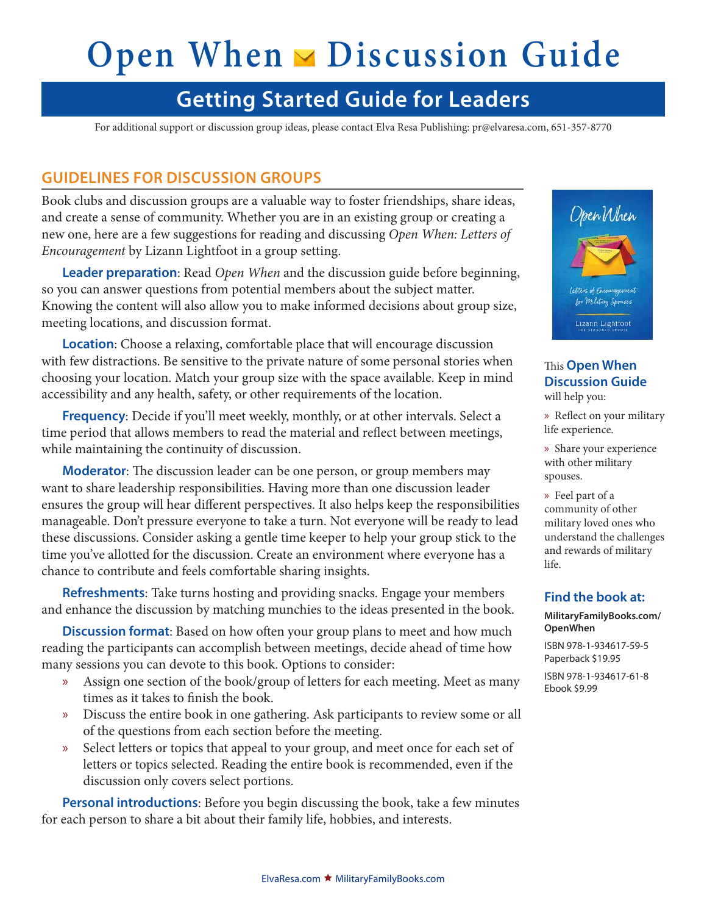# Open When Discussion Guide

## Getting Started Guide for Leaders

For additional support or discussion group ideas, please contact Elva Resa Publishing: pr@elvaresa.com, 651-357-8770

### GUIDELINES FOR DISCUSSION GROUPS

Book clubs and discussion groups are a valuable way to foster friendships, share ideas, and create a sense of community. Whether you are in an existing group or creating a new one, here are a few suggestions for reading and discussing *Open When: Letters of Encouragement* by Lizann Lightfoot in a group setting.

**Leader preparation**: Read *Open When* and the discussion guide before beginning, so you can answer questions from potential members about the subject matter. Knowing the content will also allow you to make informed decisions about group size, meeting locations, and discussion format.

**Location**: Choose a relaxing, comfortable place that will encourage discussion with few distractions. Be sensitive to the private nature of some personal stories when choosing your location. Match your group size with the space available. Keep in mind accessibility and any health, safety, or other requirements of the location.

**Frequency**: Decide if you'll meet weekly, monthly, or at other intervals. Select a time period that allows members to read the material and reflect between meetings, while maintaining the continuity of discussion.

**Moderator**: The discussion leader can be one person, or group members may want to share leadership responsibilities. Having more than one discussion leader ensures the group will hear different perspectives. It also helps keep the responsibilities manageable. Don't pressure everyone to take a turn. Not everyone will be ready to lead these discussions. Consider asking a gentle time keeper to help your group stick to the time you've allotted for the discussion. Create an environment where everyone has a chance to contribute and feels comfortable sharing insights.

**Refreshments**: Take turns hosting and providing snacks. Engage your members and enhance the discussion by matching munchies to the ideas presented in the book.

**Discussion format**: Based on how often your group plans to meet and how much reading the participants can accomplish between meetings, decide ahead of time how many sessions you can devote to this book. Options to consider:

- Assign one section of the book/group of letters for each meeting. Meet as many times as it takes to finish the book.
- Discuss the entire book in one gathering. Ask participants to review some or all of the questions from each section before the meeting.
- Select letters or topics that appeal to your group, and meet once for each set of letters or topics selected. Reading the entire book is recommended, even if the discussion only covers select portions.

**Personal introductions**: Before you begin discussing the book, take a few minutes for each person to share a bit about their family life, hobbies, and interests.

This **Open When Discussion Guide** will help you:

- Reflect on your military life experience.
- Share your experience with other military spouses.
- Feel part of a community of other military loved ones who understand the challenges and rewards of military life.

**Find the book at:**

**MilitaryFamilyBooks.com/OpenWhen**

ISBN 978-1-934617-59-5
Paperback $19.95

ISBN 978-1-934617-61-8
Ebook $9.99

ElvaResa.com ★ MilitaryFamilyBooks.com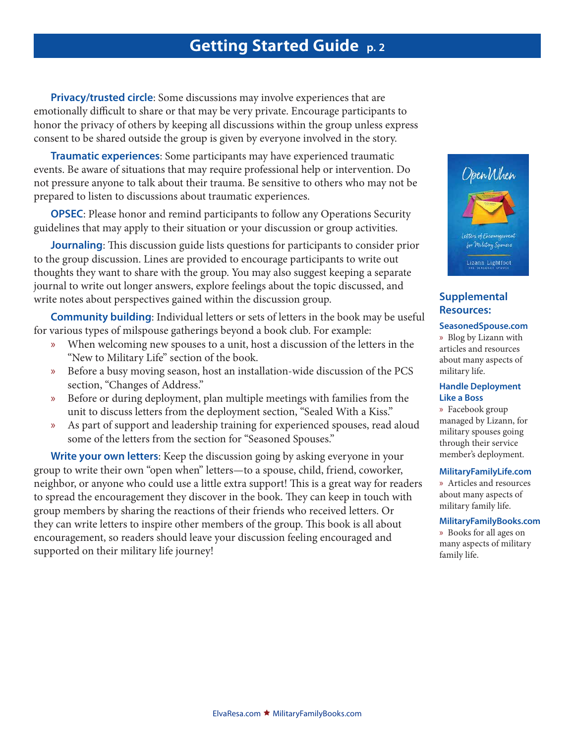# Getting Started Guide p. 2

**Privacy/trusted circle**: Some discussions may involve experiences that are emotionally difficult to share or that may be very private. Encourage participants to honor the privacy of others by keeping all discussions within the group unless express consent to be shared outside the group is given by everyone involved in the story.

**Traumatic experiences**: Some participants may have experienced traumatic events. Be aware of situations that may require professional help or intervention. Do not pressure anyone to talk about their trauma. Be sensitive to others who may not be prepared to listen to discussions about traumatic experiences.

**OPSEC**: Please honor and remind participants to follow any Operations Security guidelines that may apply to their situation or your discussion or group activities.

**Journaling**: This discussion guide lists questions for participants to consider prior to the group discussion. Lines are provided to encourage participants to write out thoughts they want to share with the group. You may also suggest keeping a separate journal to write out longer answers, explore feelings about the topic discussed, and write notes about perspectives gained within the discussion group.

**Community building**: Individual letters or sets of letters in the book may be useful for various types of milspouse gatherings beyond a book club. For example:

- When welcoming new spouses to a unit, host a discussion of the letters in the "New to Military Life" section of the book.
- Before a busy moving season, host an installation-wide discussion of the PCS section, "Changes of Address."
- Before or during deployment, plan multiple meetings with families from the unit to discuss letters from the deployment section, "Sealed With a Kiss."
- As part of support and leadership training for experienced spouses, read aloud some of the letters from the section for "Seasoned Spouses."

**Write your own letters**: Keep the discussion going by asking everyone in your group to write their own "open when" letters—to a spouse, child, friend, coworker, neighbor, or anyone who could use a little extra support! This is a great way for readers to spread the encouragement they discover in the book. They can keep in touch with group members by sharing the reactions of their friends who received letters. Or they can write letters to inspire other members of the group. This book is all about encouragement, so readers should leave your discussion feeling encouraged and supported on their military life journey!

## Supplemental Resources:

**SeasonedSpouse.com**
» Blog by Lizann with articles and resources about many aspects of military life.

**Handle Deployment Like a Boss**
» Facebook group managed by Lizann, for military spouses going through their service member's deployment.

**MilitaryFamilyLife.com**
» Articles and resources about many aspects of military family life.

**MilitaryFamilyBooks.com**
» Books for all ages on many aspects of military family life.

ElvaResa.com ★ MilitaryFamilyBooks.com